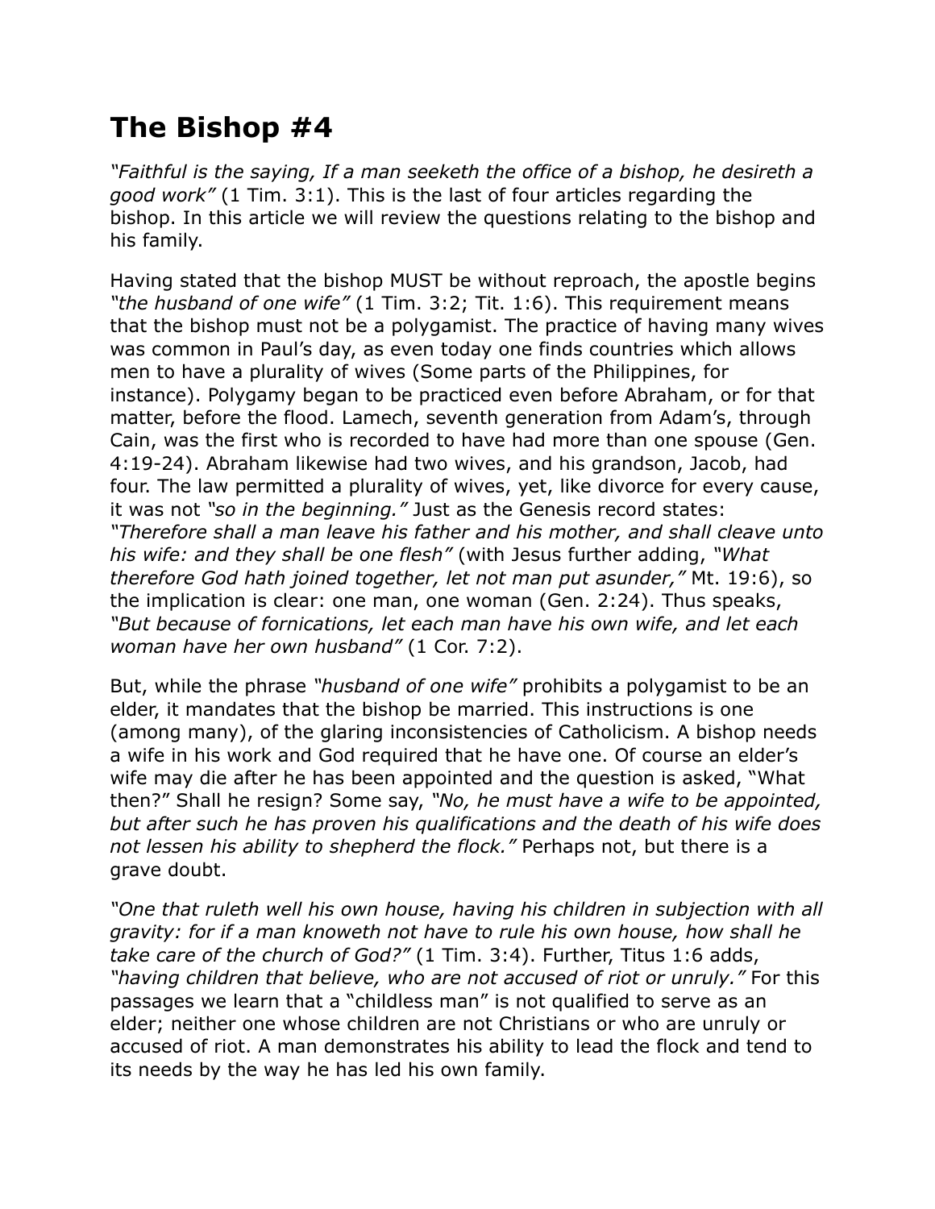# The Bishop #4

*"Faithful is the saying, If a man seeketh the office of a bishop, he desireth a good work"* (1 Tim. 3:1). This is the last of four articles regarding the bishop. In this article we will review the questions relating to the bishop and his family.

Having stated that the bishop MUST be without reproach, the apostle begins *"the husband of one wife"* (1 Tim. 3:2; Tit. 1:6). This requirement means that the bishop must not be a polygamist. The practice of having many wives was common in Paul's day, as even today one finds countries which allows men to have a plurality of wives (Some parts of the Philippines, for instance). Polygamy began to be practiced even before Abraham, or for that matter, before the flood. Lamech, seventh generation from Adam's, through Cain, was the first who is recorded to have had more than one spouse (Gen. 4:19-24). Abraham likewise had two wives, and his grandson, Jacob, had four. The law permitted a plurality of wives, yet, like divorce for every cause, it was not *"so in the beginning."* Just as the Genesis record states: *"Therefore shall a man leave his father and his mother, and shall cleave unto his wife: and they shall be one flesh"* (with Jesus further adding, *"What therefore God hath joined together, let not man put asunder,"* Mt. 19:6), so the implication is clear: one man, one woman (Gen. 2:24). Thus speaks, *"But because of fornications, let each man have his own wife, and let each woman have her own husband"* (1 Cor. 7:2).

But, while the phrase *"husband of one wife"* prohibits a polygamist to be an elder, it mandates that the bishop be married. This instructions is one (among many), of the glaring inconsistencies of Catholicism. A bishop needs a wife in his work and God required that he have one. Of course an elder's wife may die after he has been appointed and the question is asked, "What then?" Shall he resign? Some say, *"No, he must have a wife to be appointed, but after such he has proven his qualifications and the death of his wife does not lessen his ability to shepherd the flock."* Perhaps not, but there is a grave doubt.

*"One that ruleth well his own house, having his children in subjection with all gravity: for if a man knoweth not have to rule his own house, how shall he take care of the church of God?"* (1 Tim. 3:4). Further, Titus 1:6 adds, *"having children that believe, who are not accused of riot or unruly."* For this passages we learn that a "childless man" is not qualified to serve as an elder; neither one whose children are not Christians or who are unruly or accused of riot. A man demonstrates his ability to lead the flock and tend to its needs by the way he has led his own family.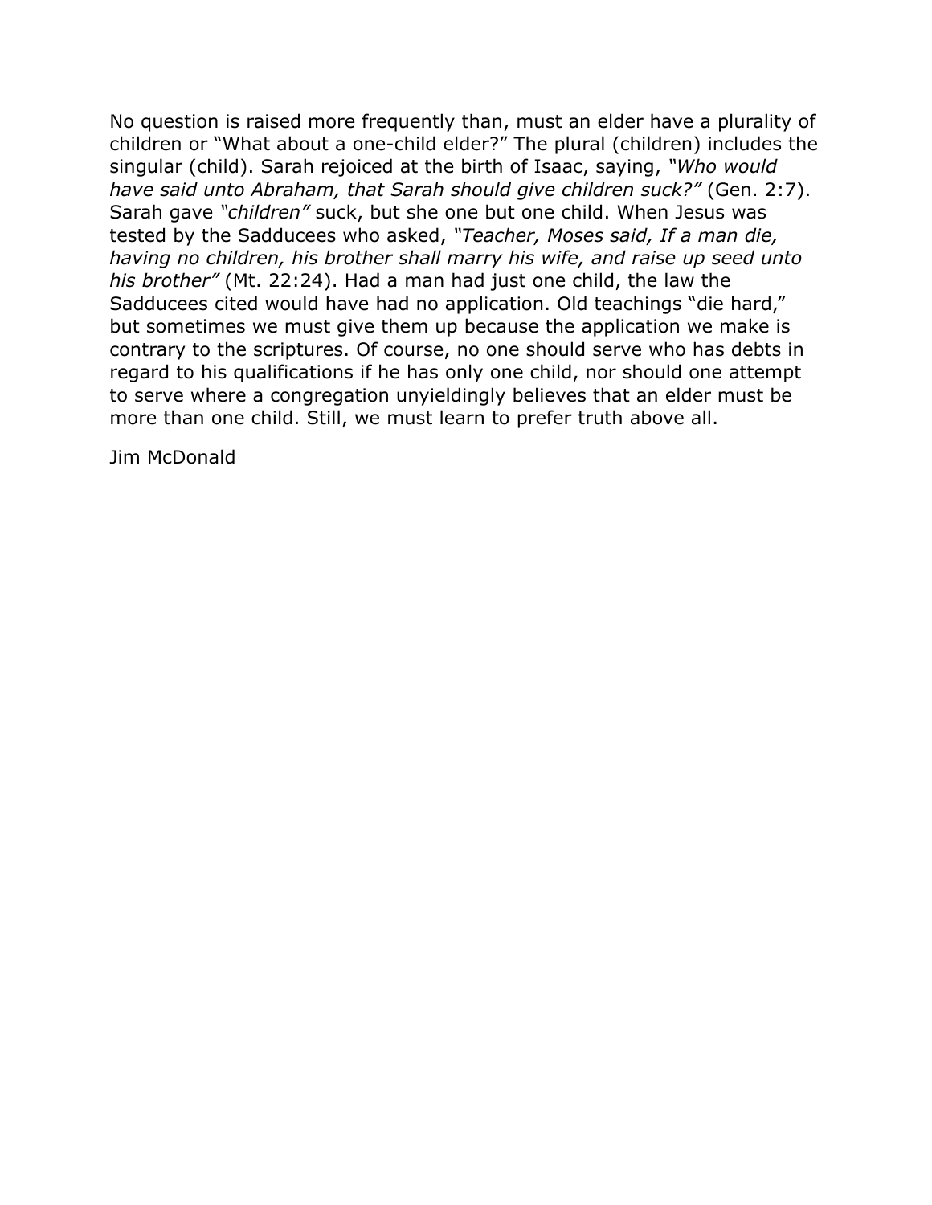No question is raised more frequently than, must an elder have a plurality of children or "What about a one-child elder?" The plural (children) includes the singular (child). Sarah rejoiced at the birth of Isaac, saying, *"Who would have said unto Abraham, that Sarah should give children suck?"* (Gen. 2:7). Sarah gave *"children"* suck, but she one but one child. When Jesus was tested by the Sadducees who asked, *"Teacher, Moses said, If a man die, having no children, his brother shall marry his wife, and raise up seed unto his brother"* (Mt. 22:24). Had a man had just one child, the law the Sadducees cited would have had no application. Old teachings "die hard," but sometimes we must give them up because the application we make is contrary to the scriptures. Of course, no one should serve who has debts in regard to his qualifications if he has only one child, nor should one attempt to serve where a congregation unyieldingly believes that an elder must be more than one child. Still, we must learn to prefer truth above all.

Jim McDonald